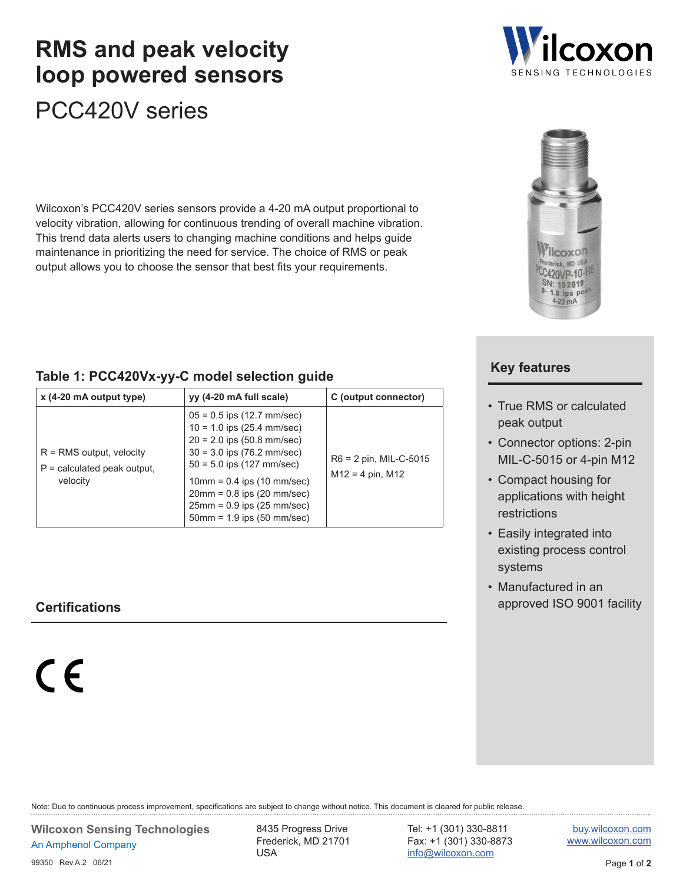# RMS and peak velocity loop powered sensors

## PCC420V series

Wilcoxon's PCC420V series sensors provide a 4-20 mA output proportional to velocity vibration, allowing for continuous trending of overall machine vibration. This trend data alerts users to changing machine conditions and helps guide maintenance in prioritizing the need for service. The choice of RMS or peak output allows you to choose the sensor that best fits your requirements.

### Table 1: PCC420Vx-yy-C model selection guide

| x (4-20 mA output type) | yy (4-20 mA full scale) | C (output connector) |
|---|---|---|
| R = RMS output, velocity<br>P = calculated peak output, velocity | 05 = 0.5 ips (12.7 mm/sec)<br>10 = 1.0 ips (25.4 mm/sec)<br>20 = 2.0 ips (50.8 mm/sec)<br>30 = 3.0 ips (76.2 mm/sec)<br>50 = 5.0 ips (127 mm/sec)<br>10mm = 0.4 ips (10 mm/sec)<br>20mm = 0.8 ips (20 mm/sec)<br>25mm = 0.9 ips (25 mm/sec)<br>50mm = 1.9 ips (50 mm/sec) | R6 = 2 pin, MIL-C-5015<br>M12 = 4 pin, M12 |

### Certifications

CE

### Key features

- True RMS or calculated peak output
- Connector options: 2-pin MIL-C-5015 or 4-pin M12
- Compact housing for applications with height restrictions
- Easily integrated into existing process control systems
- Manufactured in an approved ISO 9001 facility

Note: Due to continuous process improvement, specifications are subject to change without notice. This document is cleared for public release.

**Wilcoxon Sensing Technologies**
An Amphenol Company

8435 Progress Drive
Frederick, MD 21701
USA

Tel: +1 (301) 330-8811
Fax: +1 (301) 330-8873
info@wilcoxon.com

buy.wilcoxon.com
www.wilcoxon.com

99350 Rev.A.2 06/21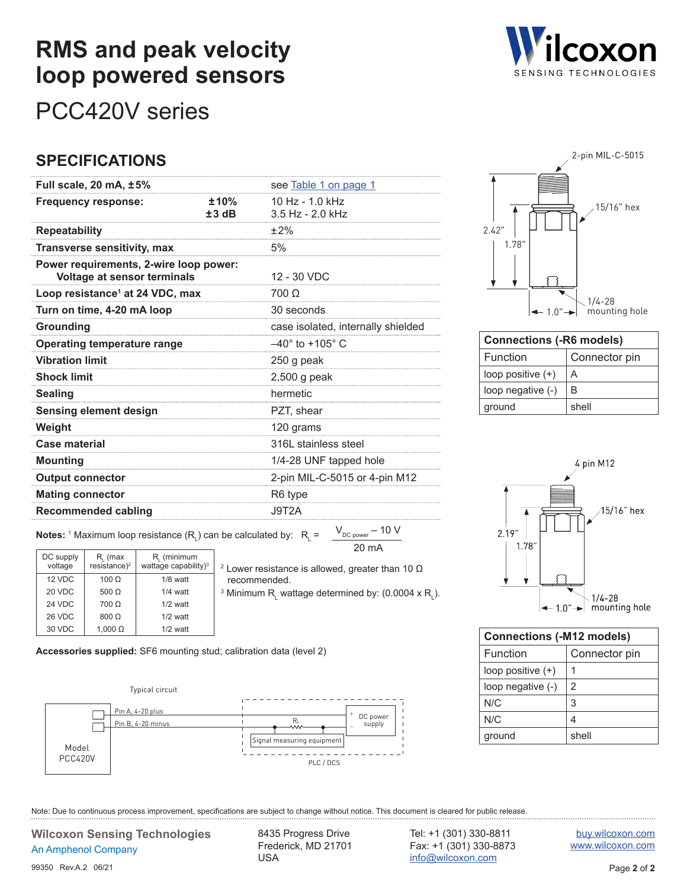# RMS and peak velocity loop powered sensors

## PCC420V series

## SPECIFICATIONS

| | | |
|---|---|---|
| **Full scale, 20 mA, ±5%** | | see Table 1 on page 1 |
| **Frequency response:** | **±10%** | 10 Hz - 1.0 kHz |
| | **±3 dB** | 3.5 Hz - 2.0 kHz |
| **Repeatability** | | ±2% |
| **Transverse sensitivity, max** | | 5% |
| **Power requirements, 2-wire loop power: Voltage at sensor terminals** | | 12 - 30 VDC |
| **Loop resistance[1] at 24 VDC, max** | | 700 Ω |
| **Turn on time, 4-20 mA loop** | | 30 seconds |
| **Grounding** | | case isolated, internally shielded |
| **Operating temperature range** | | –40° to +105° C |
| **Vibration limit** | | 250 g peak |
| **Shock limit** | | 2,500 g peak |
| **Sealing** | | hermetic |
| **Sensing element design** | | PZT, shear |
| **Weight** | | 120 grams |
| **Case material** | | 316L stainless steel |
| **Mounting** | | 1/4-28 UNF tapped hole |
| **Output connector** | | 2-pin MIL-C-5015 or 4-pin M12 |
| **Mating connector** | | R6 type |
| **Recommended cabling** | | J9T2A |

**Notes:** [1] Maximum loop resistance ($R_L$) can be calculated by: $R_L = \dfrac{V_{DC\ power} - 10\ V}{20\ mA}$

| DC supply voltage | $R_L$ (max resistance)[2] | $R_L$ (minimum wattage capability)[3] |
|---|---|---|
| 12 VDC | 100 Ω | 1/8 watt |
| 20 VDC | 500 Ω | 1/4 watt |
| 24 VDC | 700 Ω | 1/2 watt |
| 26 VDC | 800 Ω | 1/2 watt |
| 30 VDC | 1,000 Ω | 1/2 watt |

[2] Lower resistance is allowed, greater than 10 Ω recommended.

[3] Minimum $R_L$ wattage determined by: (0.0004 x $R_L$).

**Accessories supplied:** SF6 mounting stud; calibration data (level 2)

Typical circuit

Pin A, 4-20 plus
Pin B, 4-20 minus
Model PCC420V
$R_L$
Signal measuring equipment
DC power supply
PLC / DCS

2-pin MIL-C-5015
15/16" hex
2.42"
1.78"
1/4-28 mounting hole
1.0"

| Connections (-R6 models) | |
|---|---|
| Function | Connector pin |
| loop positive (+) | A |
| loop negative (-) | B |
| ground | shell |

4 pin M12
15/16" hex
2.19"
1.78"
1/4-28 mounting hole
1.0"

| Connections (-M12 models) | |
|---|---|
| Function | Connector pin |
| loop positive (+) | 1 |
| loop negative (-) | 2 |
| N/C | 3 |
| N/C | 4 |
| ground | shell |

Note: Due to continuous process improvement, specifications are subject to change without notice. This document is cleared for public release.

**Wilcoxon Sensing Technologies**
An Amphenol Company

8435 Progress Drive
Frederick, MD 21701
USA

Tel: +1 (301) 330-8811
Fax: +1 (301) 330-8873
info@wilcoxon.com

buy.wilcoxon.com
www.wilcoxon.com

99350 Rev.A.2 06/21